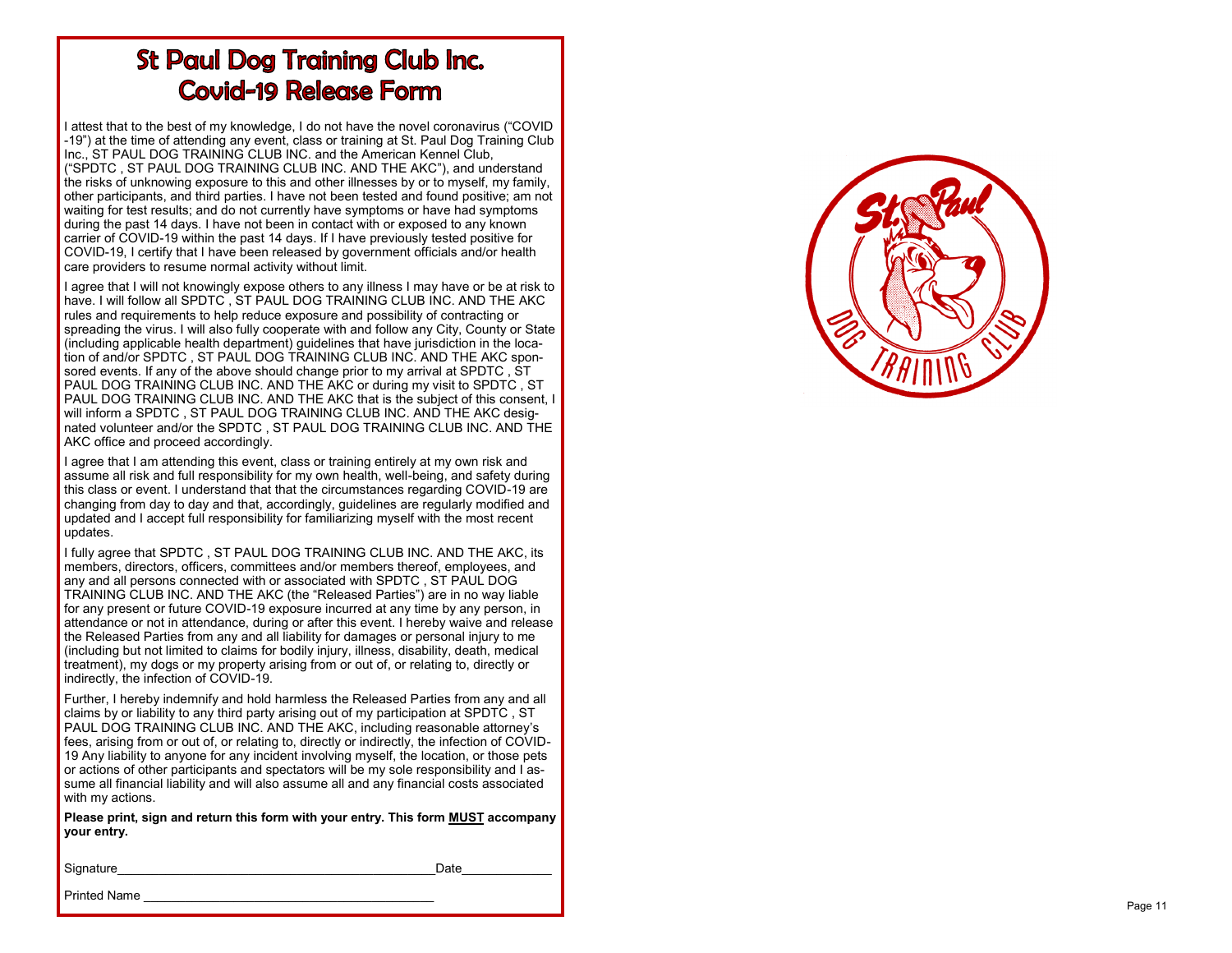# St Paul Dog Training Club Inc.
# Covid-19 Release Form

I attest that to the best of my knowledge, I do not have the novel coronavirus ("COVID-19") at the time of attending any event, class or training at St. Paul Dog Training Club Inc., ST PAUL DOG TRAINING CLUB INC. and the American Kennel Club, ("SPDTC , ST PAUL DOG TRAINING CLUB INC. AND THE AKC"), and understand the risks of unknowing exposure to this and other illnesses by or to myself, my family, other participants, and third parties. I have not been tested and found positive; am not waiting for test results; and do not currently have symptoms or have had symptoms during the past 14 days. I have not been in contact with or exposed to any known carrier of COVID-19 within the past 14 days. If I have previously tested positive for COVID-19, I certify that I have been released by government officials and/or health care providers to resume normal activity without limit.

I agree that I will not knowingly expose others to any illness I may have or be at risk to have. I will follow all SPDTC , ST PAUL DOG TRAINING CLUB INC. AND THE AKC rules and requirements to help reduce exposure and possibility of contracting or spreading the virus. I will also fully cooperate with and follow any City, County or State (including applicable health department) guidelines that have jurisdiction in the location of and/or SPDTC , ST PAUL DOG TRAINING CLUB INC. AND THE AKC sponsored events. If any of the above should change prior to my arrival at SPDTC , ST PAUL DOG TRAINING CLUB INC. AND THE AKC or during my visit to SPDTC , ST PAUL DOG TRAINING CLUB INC. AND THE AKC that is the subject of this consent, I will inform a SPDTC , ST PAUL DOG TRAINING CLUB INC. AND THE AKC designated volunteer and/or the SPDTC , ST PAUL DOG TRAINING CLUB INC. AND THE AKC office and proceed accordingly.

I agree that I am attending this event, class or training entirely at my own risk and assume all risk and full responsibility for my own health, well-being, and safety during this class or event. I understand that that the circumstances regarding COVID-19 are changing from day to day and that, accordingly, guidelines are regularly modified and updated and I accept full responsibility for familiarizing myself with the most recent updates.

I fully agree that SPDTC , ST PAUL DOG TRAINING CLUB INC. AND THE AKC, its members, directors, officers, committees and/or members thereof, employees, and any and all persons connected with or associated with SPDTC , ST PAUL DOG TRAINING CLUB INC. AND THE AKC (the "Released Parties") are in no way liable for any present or future COVID-19 exposure incurred at any time by any person, in attendance or not in attendance, during or after this event. I hereby waive and release the Released Parties from any and all liability for damages or personal injury to me (including but not limited to claims for bodily injury, illness, disability, death, medical treatment), my dogs or my property arising from or out of, or relating to, directly or indirectly, the infection of COVID-19.

Further, I hereby indemnify and hold harmless the Released Parties from any and all claims by or liability to any third party arising out of my participation at SPDTC , ST PAUL DOG TRAINING CLUB INC. AND THE AKC, including reasonable attorney's fees, arising from or out of, or relating to, directly or indirectly, the infection of COVID-19 Any liability to anyone for any incident involving myself, the location, or those pets or actions of other participants and spectators will be my sole responsibility and I assume all financial liability and will also assume all and any financial costs associated with my actions.

**Please print, sign and return this form with your entry. This form MUST accompany your entry.**

Signature_____________________________________________Date_____________

Printed Name _________________________________________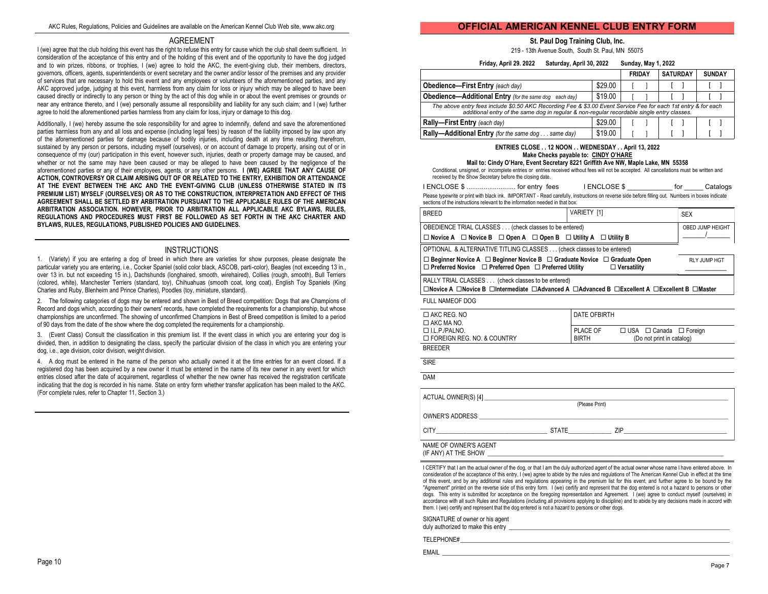AKC Rules, Regulations, Policies and Guidelines are available on the American Kennel Club Web site, www.akc.org

## AGREEMENT

I (we) agree that the club holding this event has the right to refuse this entry for cause which the club shall deem sufficient. In consideration of the acceptance of this entry and of the holding of this event and of the opportunity to have the dog judged and to win prizes, ribbons, or trophies, I (we) agree to hold the AKC, the event-giving club, their members, directors, governors, officers, agents, superintendents or event secretary and the owner and/or lessor of the premises and any provider of services that are necessary to hold this event and any employees or volunteers of the aforementioned parties, and any AKC approved judge, judging at this event, harmless from any claim for loss or injury which may be alleged to have been caused directly or indirectly to any person or thing by the act of this dog while in or about the event premises or grounds or near any entrance thereto, and I (we) personally assume all responsibility and liability for any such claim; and I (we) further agree to hold the aforementioned parties harmless from any claim for loss, injury or damage to this dog.

Additionally, I (we) hereby assume the sole responsibility for and agree to indemnify, defend and save the aforementioned parties harmless from any and all loss and expense (including legal fees) by reason of the liability imposed by law upon any of the aforementioned parties for damage because of bodily injuries, including death at any time resulting therefrom, sustained by any person or persons, including myself (ourselves), or on account of damage to property, arising out of or in consequence of my (our) participation in this event, however such, injuries, death or property damage may be caused, and whether or not the same may have been caused or may be alleged to have been caused by the negligence of the aforementioned parties or any of their employees, agents, or any other persons. **I (WE) AGREE THAT ANY CAUSE OF ACTION, CONTROVERSY OR CLAIM ARISING OUT OF OR RELATED TO THE ENTRY, EXHIBITION OR ATTENDANCE AT THE EVENT BETWEEN THE AKC AND THE EVENT-GIVING CLUB (UNLESS OTHERWISE STATED IN ITS PREMIUM LIST) MYSELF (OURSELVES) OR AS TO THE CONSTRUCTION, INTERPRETATION AND EFFECT OF THIS AGREEMENT SHALL BE SETTLED BY ARBITRATION PURSUANT TO THE APPLICABLE RULES OF THE AMERICAN ARBITRATION ASSOCIATION. HOWEVER, PRIOR TO ARBITRATION ALL APPLICABLE AKC BYLAWS, RULES, REGULATIONS AND PROCEDURES MUST FIRST BE FOLLOWED AS SET FORTH IN THE AKC CHARTER AND BYLAWS, RULES, REGULATIONS, PUBLISHED POLICIES AND GUIDELINES.**

## INSTRUCTIONS

1. (Variety) if you are entering a dog of breed in which there are varieties for show purposes, please designate the particular variety you are entering, i.e., Cocker Spaniel (solid color black, ASCOB, parti-color), Beagles (not exceeding 13 in., over 13 in. but not exceeding 15 in.), Dachshunds (longhaired, smooth, wirehaired), Collies (rough, smooth), Bull Terriers (colored, white), Manchester Terriers (standard, toy), Chihuahuas (smooth coat, long coat), English Toy Spaniels (King Charles and Ruby, Blenheim and Prince Charles), Poodles (toy, miniature, standard).

2. The following categories of dogs may be entered and shown in Best of Breed competition: Dogs that are Champions of Record and dogs which, according to their owners' records, have completed the requirements for a championship, but whose championships are unconfirmed. The showing of unconfirmed Champions in Best of Breed competition is limited to a period of 90 days from the date of the show where the dog completed the requirements for a championship.

3. (Event Class) Consult the classification in this premium list. If the event class in which you are entering your dog is divided, then, in addition to designating the class, specify the particular division of the class in which you are entering your dog, i.e., age division, color division, weight division.

4. A dog must be entered in the name of the person who actually owned it at the time entries for an event closed. If a registered dog has been acquired by a new owner it must be entered in the name of its new owner in any event for which entries closed after the date of acquirement, regardless of whether the new owner has received the registration certificate indicating that the dog is recorded in his name. State on entry form whether transfer application has been mailed to the AKC. (For complete rules, refer to Chapter 11, Section 3.)

# OFFICIAL AMERICAN KENNEL CLUB ENTRY FORM

**St. Paul Dog Training Club, Inc.**

219 - 13th Avenue South, South St. Paul, MN 55075

**Friday, April 29. 2022 Saturday, April 30, 2022 Sunday, May 1, 2022**

| | | FRIDAY | SATURDAY | SUNDAY |
|---|---|---|---|---|
| **Obedience—First Entry** *(each day)* | $29.00 | [ ] | [ ] | [ ] |
| **Obedience—Additional Entry** *(for the same dog each day)* | $19.00 | [ ] | [ ] | [ ] |
| *The above entry fees include $0.50 AKC Recording Fee & $3.00 Event Service Fee for each 1st entry & for each additional entry of the same dog in regular & non-regular recordable single entry classes.* | | | | |
| **Rally—First Entry** *(each day)* | $29.00 | [ ] | [ ] | [ ] |
| **Rally—Additional Entry** *(for the same dog . . . same day)* | $19.00 | [ ] | [ ] | [ ] |

**ENTRIES CLOSE . . 12 NOON . . WEDNESDAY . . April 13, 2022**
**Make Checks payable to: CINDY O'HARE**
**Mail to: Cindy O'Hare, Event Secretary 8221 Griffith Ave NW, Maple Lake, MN 55358**

Conditional, unsigned, or incomplete entries or entries received without fees will not be accepted. All cancellations must be written and received by the Show Secretary before the closing date.

I ENCLOSE $ ......................... for entry fees     I ENCLOSE $ ___________ for _____ Catalogs

Please typewrite or print with black ink. IMPORTANT - Read carefully, instructions on reverse side before filling out. Numbers in boxes indicate sections of the instructions relevant to the information needed in that box.

BREED | VARIETY [1] | SEX

OBEDIENCE TRIAL CLASSES . . . (check classes to be entered) | OBED JUMP HEIGHT _______/_______

☐ Novice A ☐ Novice B ☐ Open A ☐ Open B ☐ Utility A ☐ Utility B

OPTIONAL & ALTERNATIVE TITLING CLASSES . . . (check classes to be entered) | RLY JUMP HGT ____________

☐ Beginner Novice A ☐ Beginner Novice B ☐ Graduate Novice ☐ Graduate Open
☐ Preferred Novice ☐ Preferred Open ☐ Preferred Utility ☐ Versatility

RALLY TRIAL CLASSES . . . (check classes to be entered)

☐Novice A ☐Novice B ☐Intermediate ☐Advanced A ☐Advanced B ☐Excellent A ☐Excellent B ☐Master

FULL NAMEOF DOG

☐ AKC REG. NO
☐ AKC MA NO.
☐ I.L.P./PALNO.
☐ FOREIGN REG. NO. & COUNTRY

DATE OFBIRTH

PLACE OF BIRTH ☐ USA ☐ Canada ☐ Foreign (Do not print in catalog)

BREEDER

SIRE

DAM

ACTUAL OWNER(S) [4] ______________________________ (Please Print)

OWNER'S ADDRESS ______________________________

CITY______________________ STATE____________ ZIP______________________

NAME OF OWNER'S AGENT (IF ANY) AT THE SHOW ______________________________

I CERTIFY that I am the actual owner of the dog, or that I am the duly authorized agent of the actual owner whose name I have entered above. In consideration of the acceptance of this entry, I (we) agree to abide by the rules and regulations of The American Kennel Club in effect at the time of this event, and by any additional rules and regulations appearing in the premium list for this event, and further agree to be bound by the "Agreement" printed on the reverse side of this entry form. I (we) certify and represent that the dog entered is not a hazard to persons or other dogs. This entry is submitted for acceptance on the foregoing representation and Agreement. I (we) agree to conduct myself (ourselves) in accordance with all such Rules and Regulations (including all provisions applying to discipline) and to abide by any decisions made in accord with them. I (we) certify and represent that the dog entered is not a hazard to persons or other dogs.

SIGNATURE of owner or his agent duly authorized to make this entry ______________________________

TELEPHONE#______________________________

EMAIL ______________________________